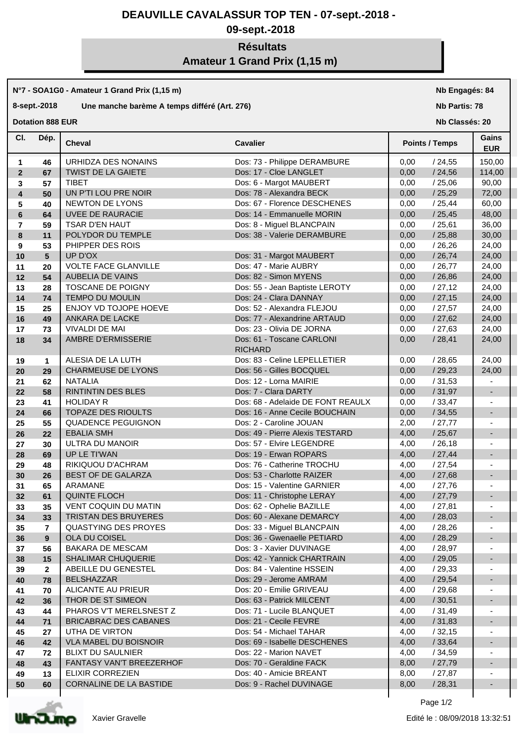# DEAUVILLE CAVALASSUR TOP TEN - 07-sept.-2018 - 09-sept.-2018

## Résultats
## Amateur 1 Grand Prix (1,15 m)

**N°7 - SOA1G0 - Amateur 1 Grand Prix (1,15 m)** — **Nb Engagés: 84**

**8-sept.-2018** — **Une manche barème A temps différé (Art. 276)** — **Nb Partis: 78**

**Dotation 888 EUR** — **Nb Classés: 20**

| Cl. | Dép. | Cheval | Cavalier | Points / Temps | | Gains EUR |
|---|---|---|---|---|---|---|
| 1 | 46 | URHIDZA DES NONAINS | Dos: 73 - Philippe DERAMBURE | 0,00 | / 24,55 | 150,00 |
| 2 | 67 | TWIST DE LA GAIETE | Dos: 17 - Cloe LANGLET | 0,00 | / 24,56 | 114,00 |
| 3 | 57 | TIBET | Dos: 6 - Margot MAUBERT | 0,00 | / 25,06 | 90,00 |
| 4 | 50 | UN P'TI LOU PRE NOIR | Dos: 78 - Alexandra BECK | 0,00 | / 25,29 | 72,00 |
| 5 | 40 | NEWTON DE LYONS | Dos: 67 - Florence DESCHENES | 0,00 | / 25,44 | 60,00 |
| 6 | 64 | UVEE DE RAURACIE | Dos: 14 - Emmanuelle MORIN | 0,00 | / 25,45 | 48,00 |
| 7 | 59 | TSAR D'EN HAUT | Dos: 8 - Miguel BLANCPAIN | 0,00 | / 25,61 | 36,00 |
| 8 | 11 | POLYDOR DU TEMPLE | Dos: 38 - Valerie DERAMBURE | 0,00 | / 25,88 | 30,00 |
| 9 | 53 | PHIPPER DES ROIS | | 0,00 | / 26,26 | 24,00 |
| 10 | 5 | UP D'OX | Dos: 31 - Margot MAUBERT | 0,00 | / 26,74 | 24,00 |
| 11 | 20 | VOLTE FACE GLANVILLE | Dos: 47 - Marie AUBRY | 0,00 | / 26,77 | 24,00 |
| 12 | 54 | AUBELIA DE VAINS | Dos: 82 - Simon MYENS | 0,00 | / 26,86 | 24,00 |
| 13 | 28 | TOSCANE DE POIGNY | Dos: 55 - Jean Baptiste LEROTY | 0,00 | / 27,12 | 24,00 |
| 14 | 74 | TEMPO DU MOULIN | Dos: 24 - Clara DANNAY | 0,00 | / 27,15 | 24,00 |
| 15 | 25 | ENJOY VD TOJOPE HOEVE | Dos: 52 - Alexandra FLEJOU | 0,00 | / 27,57 | 24,00 |
| 16 | 49 | ANKARA DE LACKE | Dos: 77 - Alexandrine ARTAUD | 0,00 | / 27,62 | 24,00 |
| 17 | 73 | VIVALDI DE MAI | Dos: 23 - Olivia DE JORNA | 0,00 | / 27,63 | 24,00 |
| 18 | 34 | AMBRE D'ERMISSERIE | Dos: 61 - Toscane CARLONI RICHARD | 0,00 | / 28,41 | 24,00 |
| 19 | 1 | ALESIA DE LA LUTH | Dos: 83 - Celine LEPELLETIER | 0,00 | / 28,65 | 24,00 |
| 20 | 29 | CHARMEUSE DE LYONS | Dos: 56 - Gilles BOCQUEL | 0,00 | / 29,23 | 24,00 |
| 21 | 62 | NATALIA | Dos: 12 - Lorna MAIRIE | 0,00 | / 31,53 | - |
| 22 | 58 | RINTINTIN DES BLES | Dos: 7 - Clara DARTY | 0,00 | / 31,97 | - |
| 23 | 41 | HOLIDAY R | Dos: 68 - Adelaide DE FONT REAULX | 0,00 | / 33,47 | - |
| 24 | 66 | TOPAZE DES RIOULTS | Dos: 16 - Anne Cecile BOUCHAIN | 0,00 | / 34,55 | - |
| 25 | 55 | QUADENCE PEGUIGNON | Dos: 2 - Caroline JOUAN | 2,00 | / 27,77 | - |
| 26 | 22 | EBALIA SMH | Dos: 49 - Pierre Alexis TESTARD | 4,00 | / 25,67 | - |
| 27 | 30 | ULTRA DU MANOIR | Dos: 57 - Elvire LEGENDRE | 4,00 | / 26,18 | - |
| 28 | 69 | UP LE TI'WAN | Dos: 19 - Erwan ROPARS | 4,00 | / 27,44 | - |
| 29 | 48 | RIKIQUOU D'ACHRAM | Dos: 76 - Catherine TROCHU | 4,00 | / 27,54 | - |
| 30 | 26 | BEST OF DE GALARZA | Dos: 53 - Charlotte RAIZER | 4,00 | / 27,68 | - |
| 31 | 65 | ARAMANE | Dos: 15 - Valentine GARNIER | 4,00 | / 27,76 | - |
| 32 | 61 | QUINTE FLOCH | Dos: 11 - Christophe LERAY | 4,00 | / 27,79 | - |
| 33 | 35 | VENT COQUIN DU MATIN | Dos: 62 - Ophelie BAZILLE | 4,00 | / 27,81 | - |
| 34 | 33 | TRISTAN DES BRUYERES | Dos: 60 - Alexane DEMARCY | 4,00 | / 28,03 | - |
| 35 | 7 | QUASTYING DES PROYES | Dos: 33 - Miguel BLANCPAIN | 4,00 | / 28,26 | - |
| 36 | 9 | OLA DU COISEL | Dos: 36 - Gwenaelle PETIARD | 4,00 | / 28,29 | - |
| 37 | 56 | BAKARA DE MESCAM | Dos: 3 - Xavier DUVINAGE | 4,00 | / 28,97 | - |
| 38 | 15 | SHALIMAR CHUQUERIE | Dos: 42 - Yannick CHARTRAIN | 4,00 | / 29,05 | - |
| 39 | 2 | ABEILLE DU GENESTEL | Dos: 84 - Valentine HSSEIN | 4,00 | / 29,33 | - |
| 40 | 78 | BELSHAZZAR | Dos: 29 - Jerome AMRAM | 4,00 | / 29,54 | - |
| 41 | 70 | ALICANTE AU PRIEUR | Dos: 20 - Emilie GRIVEAU | 4,00 | / 29,68 | - |
| 42 | 36 | THOR DE ST SIMEON | Dos: 63 - Patrick MILCENT | 4,00 | / 30,51 | - |
| 43 | 44 | PHAROS V'T MERELSNEST Z | Dos: 71 - Lucile BLANQUET | 4,00 | / 31,49 | - |
| 44 | 71 | BRICABRAC DES CABANES | Dos: 21 - Cecile FEVRE | 4,00 | / 31,83 | - |
| 45 | 27 | UTHA DE VIRTON | Dos: 54 - Michael TAHAR | 4,00 | / 32,15 | - |
| 46 | 42 | VLA MABEL DU BOISNOIR | Dos: 69 - Isabelle DESCHENES | 4,00 | / 33,64 | - |
| 47 | 72 | BLIXT DU SAULNIER | Dos: 22 - Marion NAVET | 4,00 | / 34,59 | - |
| 48 | 43 | FANTASY VAN'T BREEZERHOF | Dos: 70 - Geraldine FACK | 8,00 | / 27,79 | - |
| 49 | 13 | ELIXIR CORREZIEN | Dos: 40 - Amicie BREANT | 8,00 | / 27,87 | - |
| 50 | 60 | CORNALINE DE LA BASTIDE | Dos: 9 - Rachel DUVINAGE | 8,00 | / 28,31 | - |

Xavier Gravelle — Edité le : 08/09/2018 13:32:51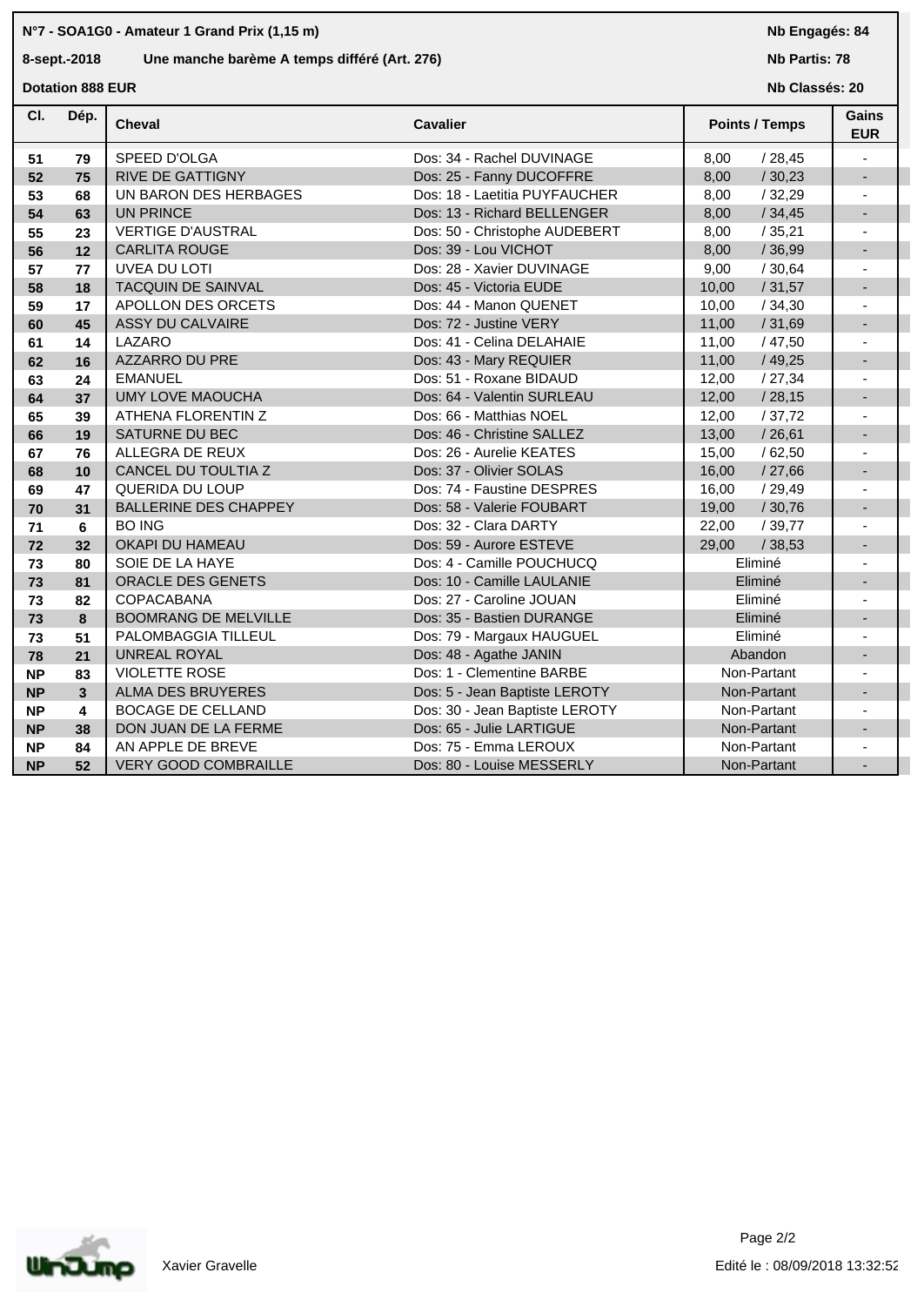**N°7 - SOA1G0 - Amateur 1 Grand Prix (1,15 m)**

**Nb Engagés: 84**

**8-sept.-2018** **Une manche barème A temps différé (Art. 276)**

**Nb Partis: 78**

**Dotation 888 EUR**

**Nb Classés: 20**

| Cl. | Dép. | Cheval | Cavalier | Points / Temps | Gains EUR |
|---|---|---|---|---|---|
| 51 | 79 | SPEED D'OLGA | Dos: 34 - Rachel DUVINAGE | 8,00 / 28,45 | - |
| 52 | 75 | RIVE DE GATTIGNY | Dos: 25 - Fanny DUCOFFRE | 8,00 / 30,23 | - |
| 53 | 68 | UN BARON DES HERBAGES | Dos: 18 - Laetitia PUYFAUCHER | 8,00 / 32,29 | - |
| 54 | 63 | UN PRINCE | Dos: 13 - Richard BELLENGER | 8,00 / 34,45 | - |
| 55 | 23 | VERTIGE D'AUSTRAL | Dos: 50 - Christophe AUDEBERT | 8,00 / 35,21 | - |
| 56 | 12 | CARLITA ROUGE | Dos: 39 - Lou VICHOT | 8,00 / 36,99 | - |
| 57 | 77 | UVEA DU LOTI | Dos: 28 - Xavier DUVINAGE | 9,00 / 30,64 | - |
| 58 | 18 | TACQUIN DE SAINVAL | Dos: 45 - Victoria EUDE | 10,00 / 31,57 | - |
| 59 | 17 | APOLLON DES ORCETS | Dos: 44 - Manon QUENET | 10,00 / 34,30 | - |
| 60 | 45 | ASSY DU CALVAIRE | Dos: 72 - Justine VERY | 11,00 / 31,69 | - |
| 61 | 14 | LAZARO | Dos: 41 - Celina DELAHAIE | 11,00 / 47,50 | - |
| 62 | 16 | AZZARRO DU PRE | Dos: 43 - Mary REQUIER | 11,00 / 49,25 | - |
| 63 | 24 | EMANUEL | Dos: 51 - Roxane BIDAUD | 12,00 / 27,34 | - |
| 64 | 37 | UMY LOVE MAOUCHA | Dos: 64 - Valentin SURLEAU | 12,00 / 28,15 | - |
| 65 | 39 | ATHENA FLORENTIN Z | Dos: 66 - Matthias NOEL | 12,00 / 37,72 | - |
| 66 | 19 | SATURNE DU BEC | Dos: 46 - Christine SALLEZ | 13,00 / 26,61 | - |
| 67 | 76 | ALLEGRA DE REUX | Dos: 26 - Aurelie KEATES | 15,00 / 62,50 | - |
| 68 | 10 | CANCEL DU TOULTIA Z | Dos: 37 - Olivier SOLAS | 16,00 / 27,66 | - |
| 69 | 47 | QUERIDA DU LOUP | Dos: 74 - Faustine DESPRES | 16,00 / 29,49 | - |
| 70 | 31 | BALLERINE DES CHAPPEY | Dos: 58 - Valerie FOUBART | 19,00 / 30,76 | - |
| 71 | 6 | BO ING | Dos: 32 - Clara DARTY | 22,00 / 39,77 | - |
| 72 | 32 | OKAPI DU HAMEAU | Dos: 59 - Aurore ESTEVE | 29,00 / 38,53 | - |
| 73 | 80 | SOIE DE LA HAYE | Dos: 4 - Camille POUCHUCQ | Eliminé | - |
| 73 | 81 | ORACLE DES GENETS | Dos: 10 - Camille LAULANIE | Eliminé | - |
| 73 | 82 | COPACABANA | Dos: 27 - Caroline JOUAN | Eliminé | - |
| 73 | 8 | BOOMRANG DE MELVILLE | Dos: 35 - Bastien DURANGE | Eliminé | - |
| 73 | 51 | PALOMBAGGIA TILLEUL | Dos: 79 - Margaux HAUGUEL | Eliminé | - |
| 78 | 21 | UNREAL ROYAL | Dos: 48 - Agathe JANIN | Abandon | - |
| NP | 83 | VIOLETTE ROSE | Dos: 1 - Clementine BARBE | Non-Partant | - |
| NP | 3 | ALMA DES BRUYERES | Dos: 5 - Jean Baptiste LEROTY | Non-Partant | - |
| NP | 4 | BOCAGE DE CELLAND | Dos: 30 - Jean Baptiste LEROTY | Non-Partant | - |
| NP | 38 | DON JUAN DE LA FERME | Dos: 65 - Julie LARTIGUE | Non-Partant | - |
| NP | 84 | AN APPLE DE BREVE | Dos: 75 - Emma LEROUX | Non-Partant | - |
| NP | 52 | VERY GOOD COMBRAILLE | Dos: 80 - Louise MESSERLY | Non-Partant | - |

Xavier Gravelle

Edité le : 08/09/2018 13:32:52